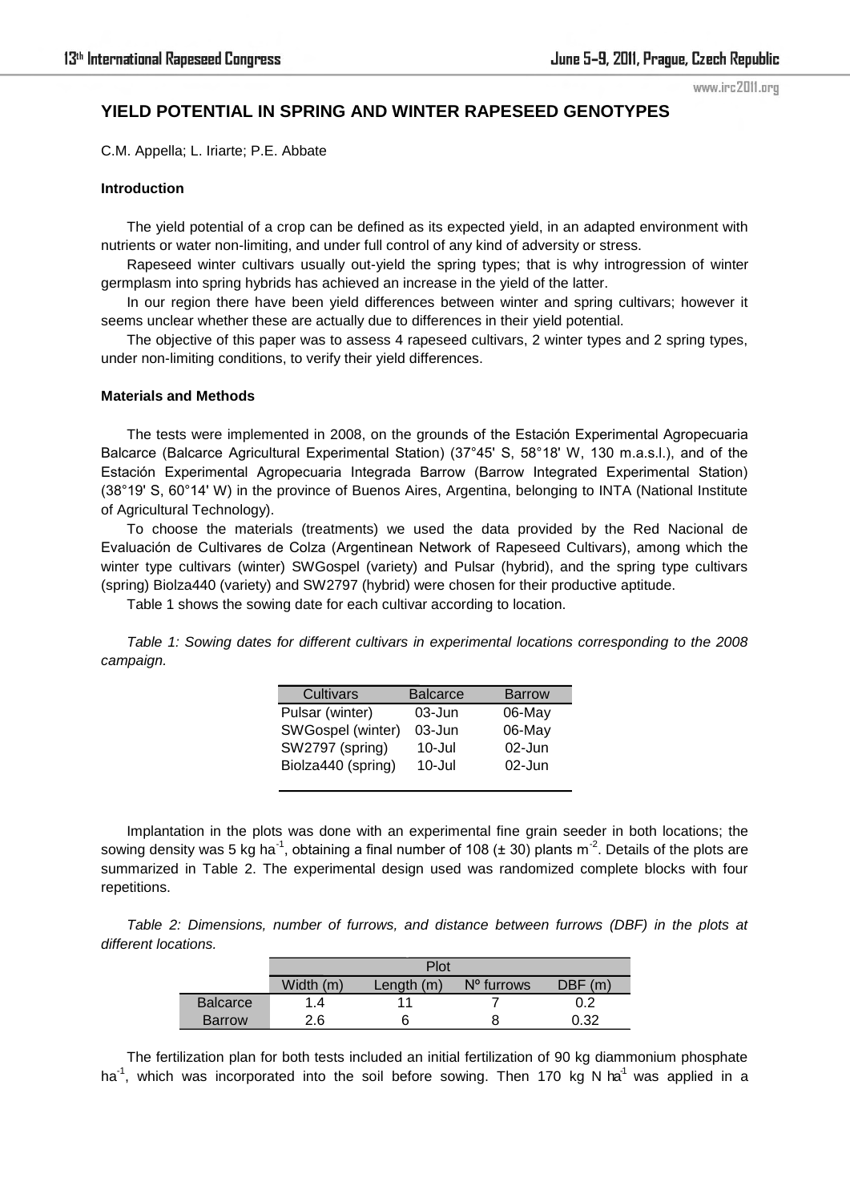# YIELD POTENTIAL IN SPRING AND WINTER RAPESEED GENOTYPES

C.M. Appella; L. Iriarte; P.E. Abbate

### Introduction

The yield potential of a crop can be defined as its expected yield, in an adapted environment with nutrients or water non-limiting, and under full control of any kind of adversity or stress.

Rapeseed winter cultivars usually out-yield the spring types; that is why introgression of winter germplasm into spring hybrids has achieved an increase in the yield of the latter.

In our region there have been yield differences between winter and spring cultivars; however it seems unclear whether these are actually due to differences in their yield potential.

The objective of this paper was to assess 4 rapeseed cultivars, 2 winter types and 2 spring types, under non-limiting conditions, to verify their yield differences.

### Materials and Methods

The tests were implemented in 2008, on the grounds of the Estación Experimental Agropecuaria Balcarce (Balcarce Agricultural Experimental Station) (37°45' S, 58°18' W, 130 m.a.s.l.), and of the Estación Experimental Agropecuaria Integrada Barrow (Barrow Integrated Experimental Station) (38°19' S, 60°14' W) in the province of Buenos Aires, Argentina, belonging to INTA (National Institute of Agricultural Technology).

To choose the materials (treatments) we used the data provided by the Red Nacional de Evaluación de Cultivares de Colza (Argentinean Network of Rapeseed Cultivars), among which the winter type cultivars (winter) SWGospel (variety) and Pulsar (hybrid), and the spring type cultivars (spring) Biolza440 (variety) and SW2797 (hybrid) were chosen for their productive aptitude.

Table 1 shows the sowing date for each cultivar according to location.

*Table 1: Sowing dates for different cultivars in experimental locations corresponding to the 2008 campaign.*

| Cultivars | Balcarce | Barrow |
|---|---|---|
| Pulsar (winter) | 03-Jun | 06-May |
| SWGospel (winter) | 03-Jun | 06-May |
| SW2797 (spring) | 10-Jul | 02-Jun |
| Biolza440 (spring) | 10-Jul | 02-Jun |

Implantation in the plots was done with an experimental fine grain seeder in both locations; the sowing density was 5 kg ha$^{-1}$, obtaining a final number of 108 (± 30) plants m$^{-2}$. Details of the plots are summarized in Table 2. The experimental design used was randomized complete blocks with four repetitions.

*Table 2: Dimensions, number of furrows, and distance between furrows (DBF) in the plots at different locations.*

| | Plot | | | |
|---|---|---|---|---|
| | Width (m) | Length (m) | Nº furrows | DBF (m) |
| Balcarce | 1.4 | 11 | 7 | 0.2 |
| Barrow | 2.6 | 6 | 8 | 0.32 |

The fertilization plan for both tests included an initial fertilization of 90 kg diammonium phosphate ha$^{-1}$, which was incorporated into the soil before sowing. Then 170 kg N ha$^{-1}$ was applied in a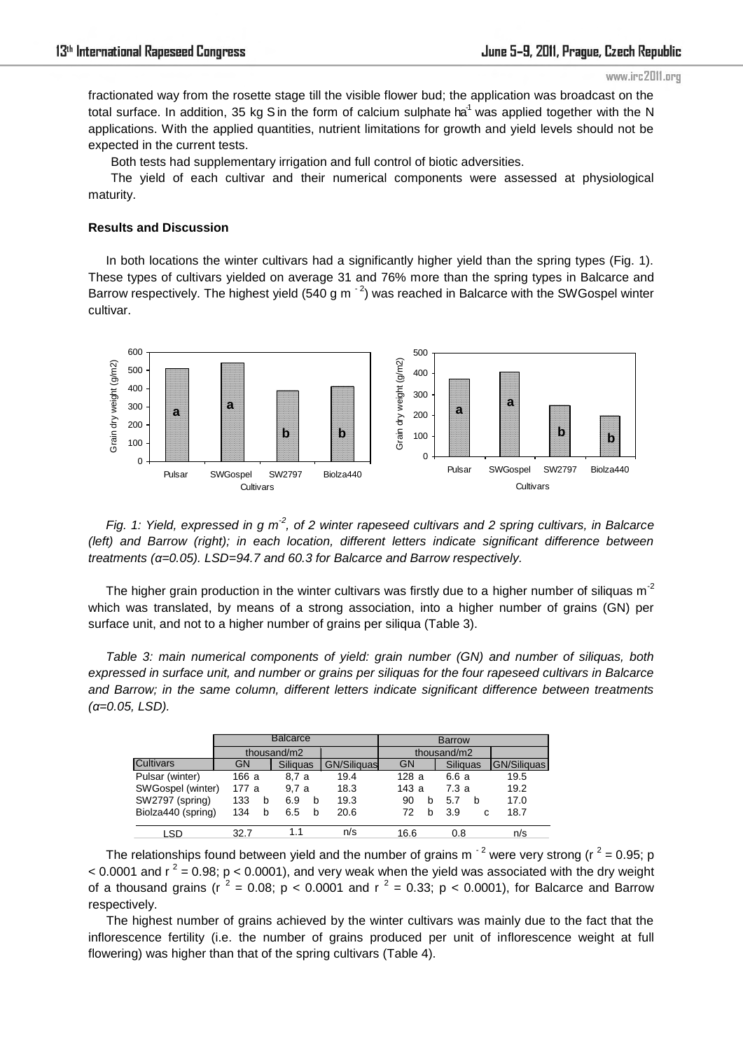fractionated way from the rosette stage till the visible flower bud; the application was broadcast on the total surface. In addition, 35 kg S in the form of calcium sulphate $ha^{-1}$ was applied together with the N applications. With the applied quantities, nutrient limitations for growth and yield levels should not be expected in the current tests.

Both tests had supplementary irrigation and full control of biotic adversities.

The yield of each cultivar and their numerical components were assessed at physiological maturity.

**Results and Discussion**

In both locations the winter cultivars had a significantly higher yield than the spring types (Fig. 1). These types of cultivars yielded on average 31 and 76% more than the spring types in Balcarce and Barrow respectively. The highest yield (540 g $m^{-2}$) was reached in Balcarce with the SWGospel winter cultivar.

*Fig. 1: Yield, expressed in g $m^{-2}$, of 2 winter rapeseed cultivars and 2 spring cultivars, in Balcarce (left) and Barrow (right); in each location, different letters indicate significant difference between treatments (α=0.05). LSD=94.7 and 60.3 for Balcarce and Barrow respectively.*

The higher grain production in the winter cultivars was firstly due to a higher number of siliquas $m^{-2}$ which was translated, by means of a strong association, into a higher number of grains (GN) per surface unit, and not to a higher number of grains per siliqua (Table 3).

*Table 3: main numerical components of yield: grain number (GN) and number of siliquas, both expressed in surface unit, and number or grains per siliquas for the four rapeseed cultivars in Balcarce and Barrow; in the same column, different letters indicate significant difference between treatments (α=0.05, LSD).*

| | Balcarce | | | Barrow | | |
|---|---|---|---|---|---|---|
| | thousand/m2 | | | thousand/m2 | | |
| Cultivars | GN | Siliquas | GN/Siliquas | GN | Siliquas | GN/Siliquas |
| Pulsar (winter) | 166 a | 8,7 a | 19.4 | 128 a | 6.6 a | 19.5 |
| SWGospel (winter) | 177 a | 9,7 a | 18.3 | 143 a | 7.3 a | 19.2 |
| SW2797 (spring) | 133 b | 6.9 b | 19.3 | 90 b | 5.7 b | 17.0 |
| Biolza440 (spring) | 134 b | 6.5 b | 20.6 | 72 b | 3.9 c | 18.7 |
| LSD | 32.7 | 1.1 | n/s | 16.6 | 0.8 | n/s |

The relationships found between yield and the number of grains $m^{-2}$ were very strong ($r^2 = 0.95$; $p < 0.0001$ and $r^2 = 0.98$; $p < 0.0001$), and very weak when the yield was associated with the dry weight of a thousand grains ($r^2 = 0.08$; $p < 0.0001$ and $r^2 = 0.33$; $p < 0.0001$), for Balcarce and Barrow respectively.

The highest number of grains achieved by the winter cultivars was mainly due to the fact that the inflorescence fertility (i.e. the number of grains produced per unit of inflorescence weight at full flowering) was higher than that of the spring cultivars (Table 4).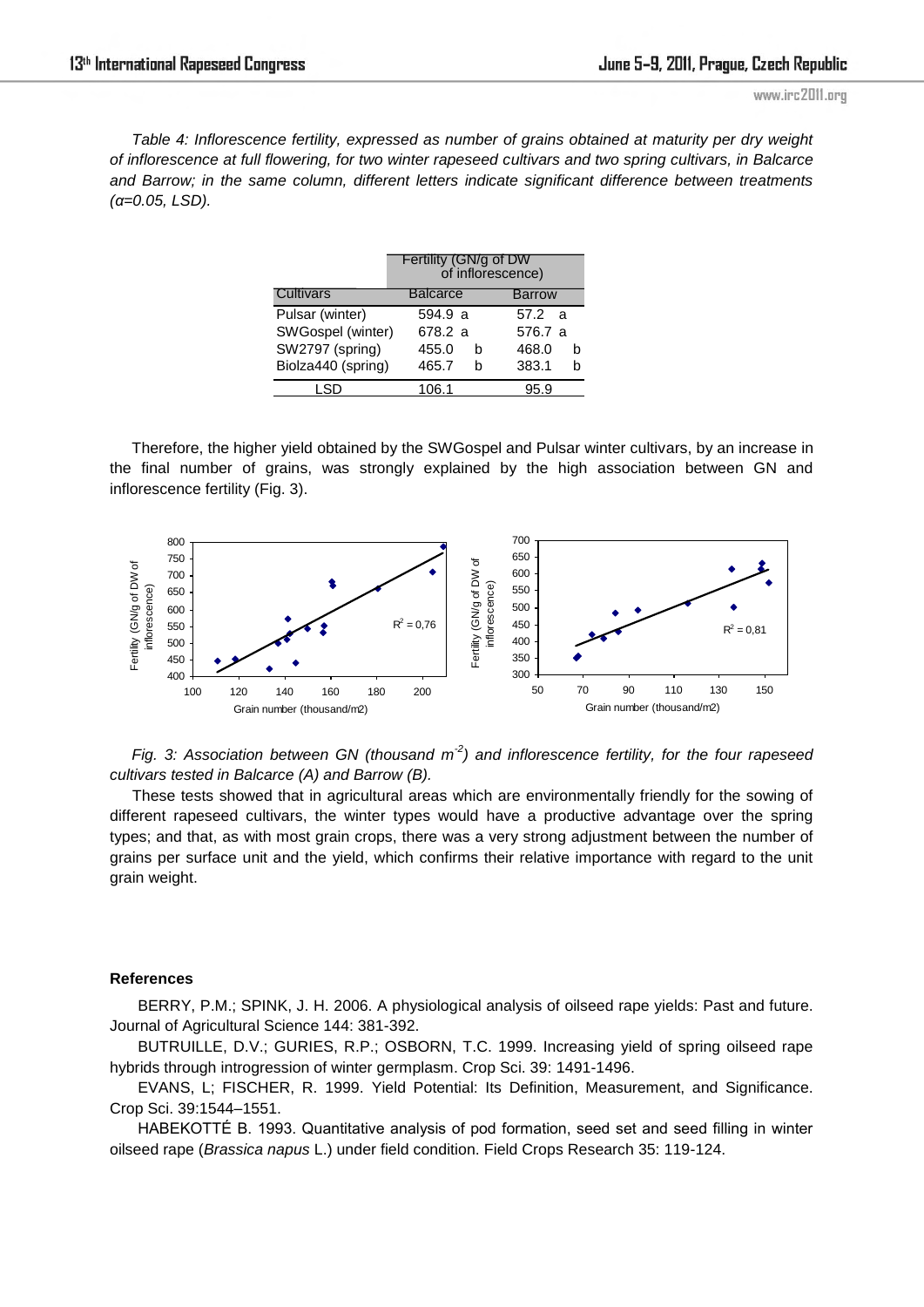*Table 4: Inflorescence fertility, expressed as number of grains obtained at maturity per dry weight of inflorescence at full flowering, for two winter rapeseed cultivars and two spring cultivars, in Balcarce and Barrow; in the same column, different letters indicate significant difference between treatments (α=0.05, LSD).*

| | Fertility (GN/g of DW of inflorescence) | |
|---|---|---|
| Cultivars | Balcarce | Barrow |
| Pulsar (winter) | 594.9 a | 57.2 a |
| SWGospel (winter) | 678.2 a | 576.7 a |
| SW2797 (spring) | 455.0 b | 468.0 b |
| Biolza440 (spring) | 465.7 b | 383.1 b |
| LSD | 106.1 | 95.9 |

Therefore, the higher yield obtained by the SWGospel and Pulsar winter cultivars, by an increase in the final number of grains, was strongly explained by the high association between GN and inflorescence fertility (Fig. 3).

*Fig. 3: Association between GN (thousand $m^{-2}$) and inflorescence fertility, for the four rapeseed cultivars tested in Balcarce (A) and Barrow (B).*

These tests showed that in agricultural areas which are environmentally friendly for the sowing of different rapeseed cultivars, the winter types would have a productive advantage over the spring types; and that, as with most grain crops, there was a very strong adjustment between the number of grains per surface unit and the yield, which confirms their relative importance with regard to the unit grain weight.

### References

BERRY, P.M.; SPINK, J. H. 2006. A physiological analysis of oilseed rape yields: Past and future. Journal of Agricultural Science 144: 381-392.

BUTRUILLE, D.V.; GURIES, R.P.; OSBORN, T.C. 1999. Increasing yield of spring oilseed rape hybrids through introgression of winter germplasm. Crop Sci. 39: 1491-1496.

EVANS, L; FISCHER, R. 1999. Yield Potential: Its Definition, Measurement, and Significance. Crop Sci. 39:1544–1551.

HABEKOTTÉ B. 1993. Quantitative analysis of pod formation, seed set and seed filling in winter oilseed rape (*Brassica napus* L.) under field condition. Field Crops Research 35: 119-124.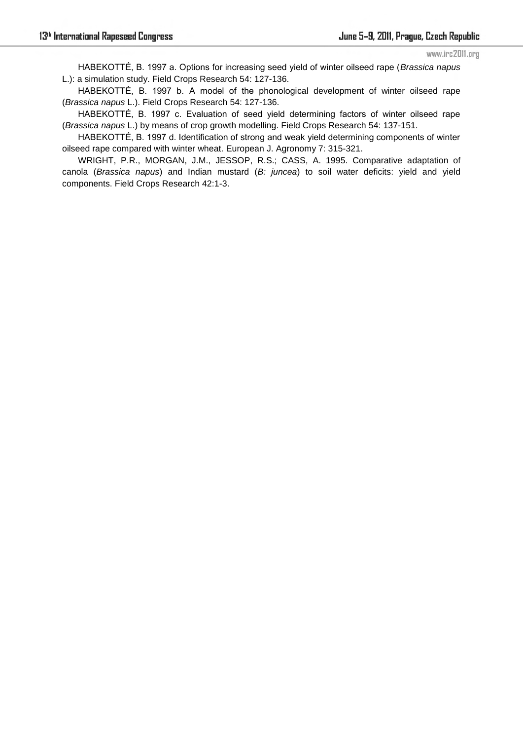HABEKOTTÉ, B. 1997 a. Options for increasing seed yield of winter oilseed rape (*Brassica napus* L.): a simulation study. Field Crops Research 54: 127-136.

HABEKOTTÉ, B. 1997 b. A model of the phonological development of winter oilseed rape (*Brassica napus* L.). Field Crops Research 54: 127-136.

HABEKOTTÉ, B. 1997 c. Evaluation of seed yield determining factors of winter oilseed rape (*Brassica napus* L.) by means of crop growth modelling. Field Crops Research 54: 137-151.

HABEKOTTÉ, B. 1997 d. Identification of strong and weak yield determining components of winter oilseed rape compared with winter wheat. European J. Agronomy 7: 315-321.

WRIGHT, P.R., MORGAN, J.M., JESSOP, R.S.; CASS, A. 1995. Comparative adaptation of canola (*Brassica napus*) and Indian mustard (*B: juncea*) to soil water deficits: yield and yield components. Field Crops Research 42:1-3.